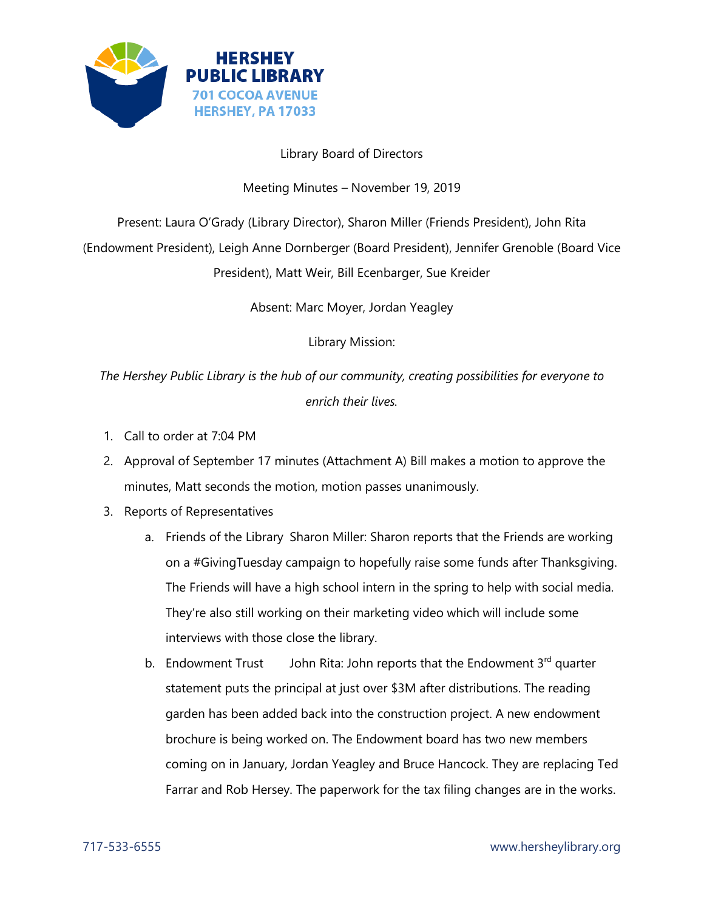**HERSHEY PUBLIC LIBRARY**
701 COCOA AVENUE
HERSHEY, PA 17033

Library Board of Directors

Meeting Minutes – November 19, 2019

Present: Laura O'Grady (Library Director), Sharon Miller (Friends President), John Rita (Endowment President), Leigh Anne Dornberger (Board President), Jennifer Grenoble (Board Vice President), Matt Weir, Bill Ecenbarger, Sue Kreider

Absent: Marc Moyer, Jordan Yeagley

Library Mission:

*The Hershey Public Library is the hub of our community, creating possibilities for everyone to enrich their lives.*

1. Call to order at 7:04 PM
2. Approval of September 17 minutes (Attachment A) Bill makes a motion to approve the minutes, Matt seconds the motion, motion passes unanimously.
3. Reports of Representatives
   a. Friends of the Library Sharon Miller: Sharon reports that the Friends are working on a #GivingTuesday campaign to hopefully raise some funds after Thanksgiving. The Friends will have a high school intern in the spring to help with social media. They're also still working on their marketing video which will include some interviews with those close the library.
   b. Endowment Trust John Rita: John reports that the Endowment 3rd quarter statement puts the principal at just over $3M after distributions. The reading garden has been added back into the construction project. A new endowment brochure is being worked on. The Endowment board has two new members coming on in January, Jordan Yeagley and Bruce Hancock. They are replacing Ted Farrar and Rob Hersey. The paperwork for the tax filing changes are in the works.

717-533-6555 www.hersheylibrary.org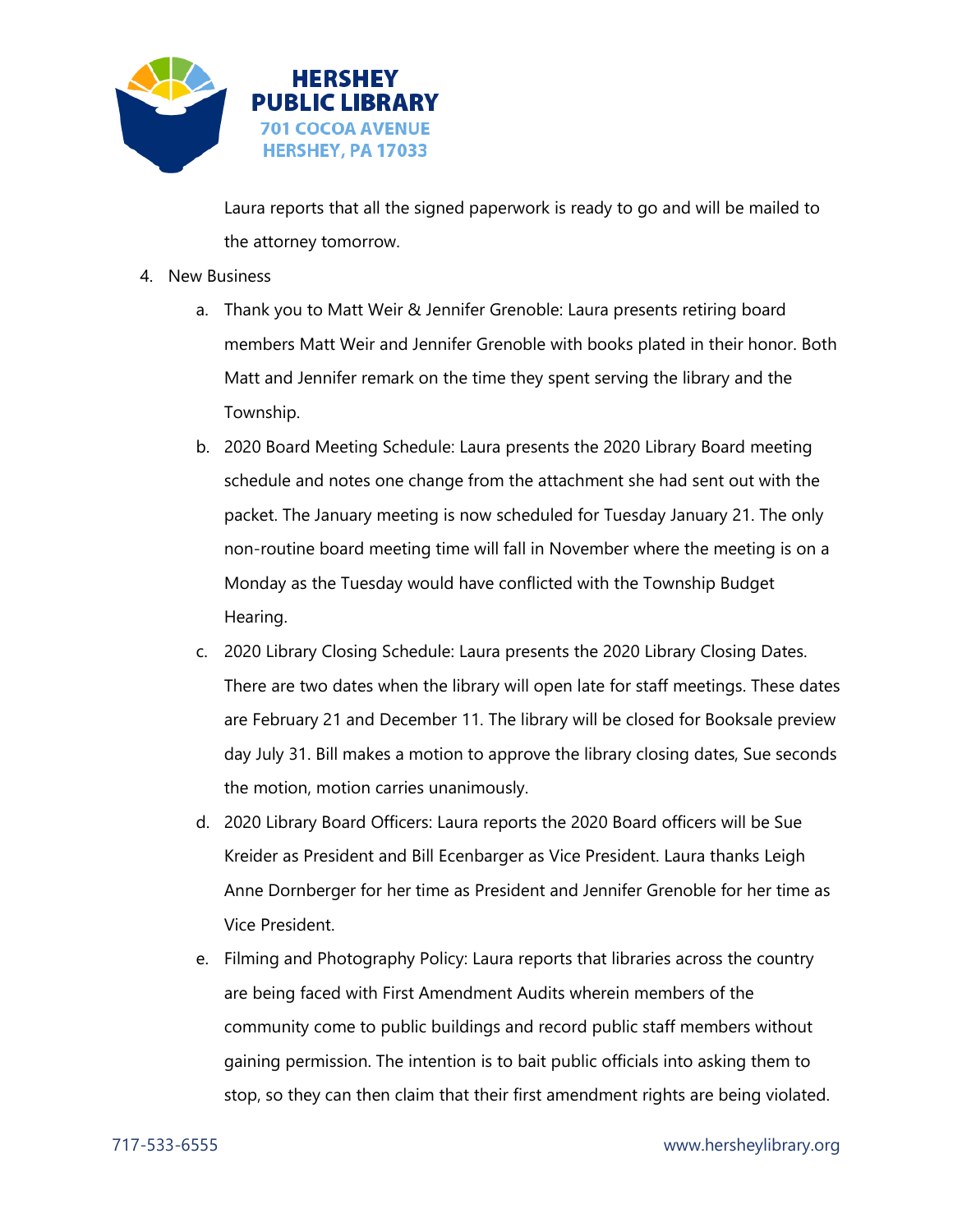Laura reports that all the signed paperwork is ready to go and will be mailed to the attorney tomorrow.

4. New Business
   a. Thank you to Matt Weir & Jennifer Grenoble: Laura presents retiring board members Matt Weir and Jennifer Grenoble with books plated in their honor. Both Matt and Jennifer remark on the time they spent serving the library and the Township.
   b. 2020 Board Meeting Schedule: Laura presents the 2020 Library Board meeting schedule and notes one change from the attachment she had sent out with the packet. The January meeting is now scheduled for Tuesday January 21. The only non-routine board meeting time will fall in November where the meeting is on a Monday as the Tuesday would have conflicted with the Township Budget Hearing.
   c. 2020 Library Closing Schedule: Laura presents the 2020 Library Closing Dates. There are two dates when the library will open late for staff meetings. These dates are February 21 and December 11. The library will be closed for Booksale preview day July 31. Bill makes a motion to approve the library closing dates, Sue seconds the motion, motion carries unanimously.
   d. 2020 Library Board Officers: Laura reports the 2020 Board officers will be Sue Kreider as President and Bill Ecenbarger as Vice President. Laura thanks Leigh Anne Dornberger for her time as President and Jennifer Grenoble for her time as Vice President.
   e. Filming and Photography Policy: Laura reports that libraries across the country are being faced with First Amendment Audits wherein members of the community come to public buildings and record public staff members without gaining permission. The intention is to bait public officials into asking them to stop, so they can then claim that their first amendment rights are being violated.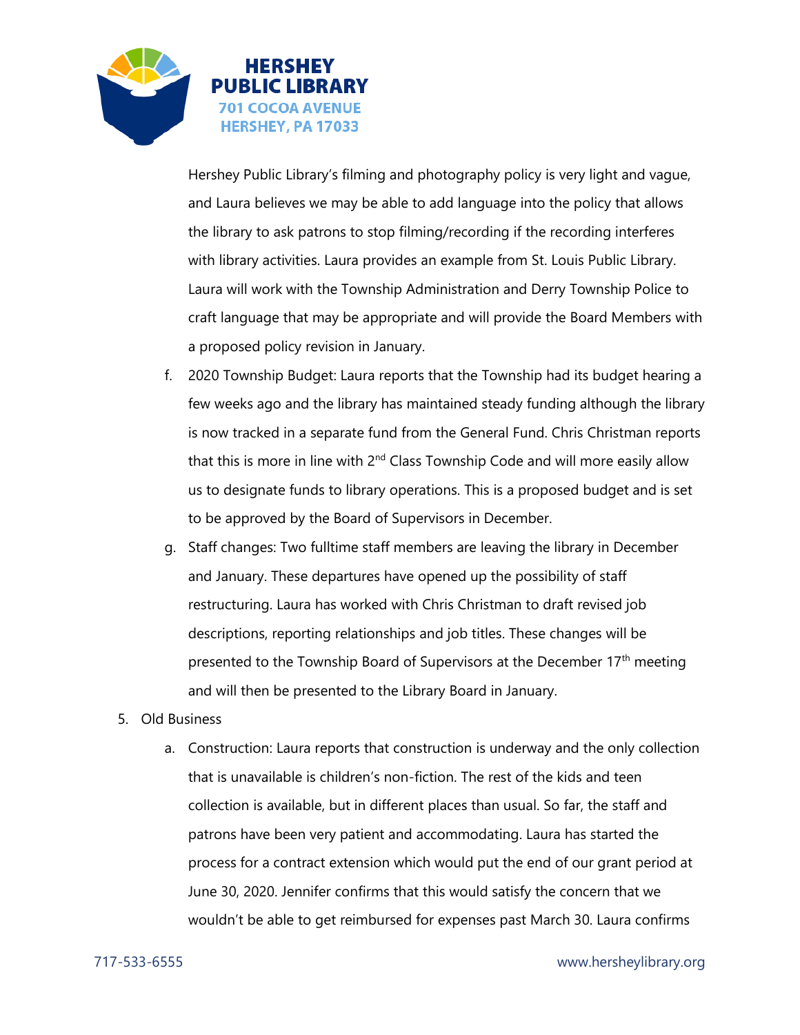Hershey Public Library's filming and photography policy is very light and vague, and Laura believes we may be able to add language into the policy that allows the library to ask patrons to stop filming/recording if the recording interferes with library activities. Laura provides an example from St. Louis Public Library. Laura will work with the Township Administration and Derry Township Police to craft language that may be appropriate and will provide the Board Members with a proposed policy revision in January.

f. 2020 Township Budget: Laura reports that the Township had its budget hearing a few weeks ago and the library has maintained steady funding although the library is now tracked in a separate fund from the General Fund. Chris Christman reports that this is more in line with 2nd Class Township Code and will more easily allow us to designate funds to library operations. This is a proposed budget and is set to be approved by the Board of Supervisors in December.

g. Staff changes: Two fulltime staff members are leaving the library in December and January. These departures have opened up the possibility of staff restructuring. Laura has worked with Chris Christman to draft revised job descriptions, reporting relationships and job titles. These changes will be presented to the Township Board of Supervisors at the December 17th meeting and will then be presented to the Library Board in January.

5. Old Business

   a. Construction: Laura reports that construction is underway and the only collection that is unavailable is children's non-fiction. The rest of the kids and teen collection is available, but in different places than usual. So far, the staff and patrons have been very patient and accommodating. Laura has started the process for a contract extension which would put the end of our grant period at June 30, 2020. Jennifer confirms that this would satisfy the concern that we wouldn't be able to get reimbursed for expenses past March 30. Laura confirms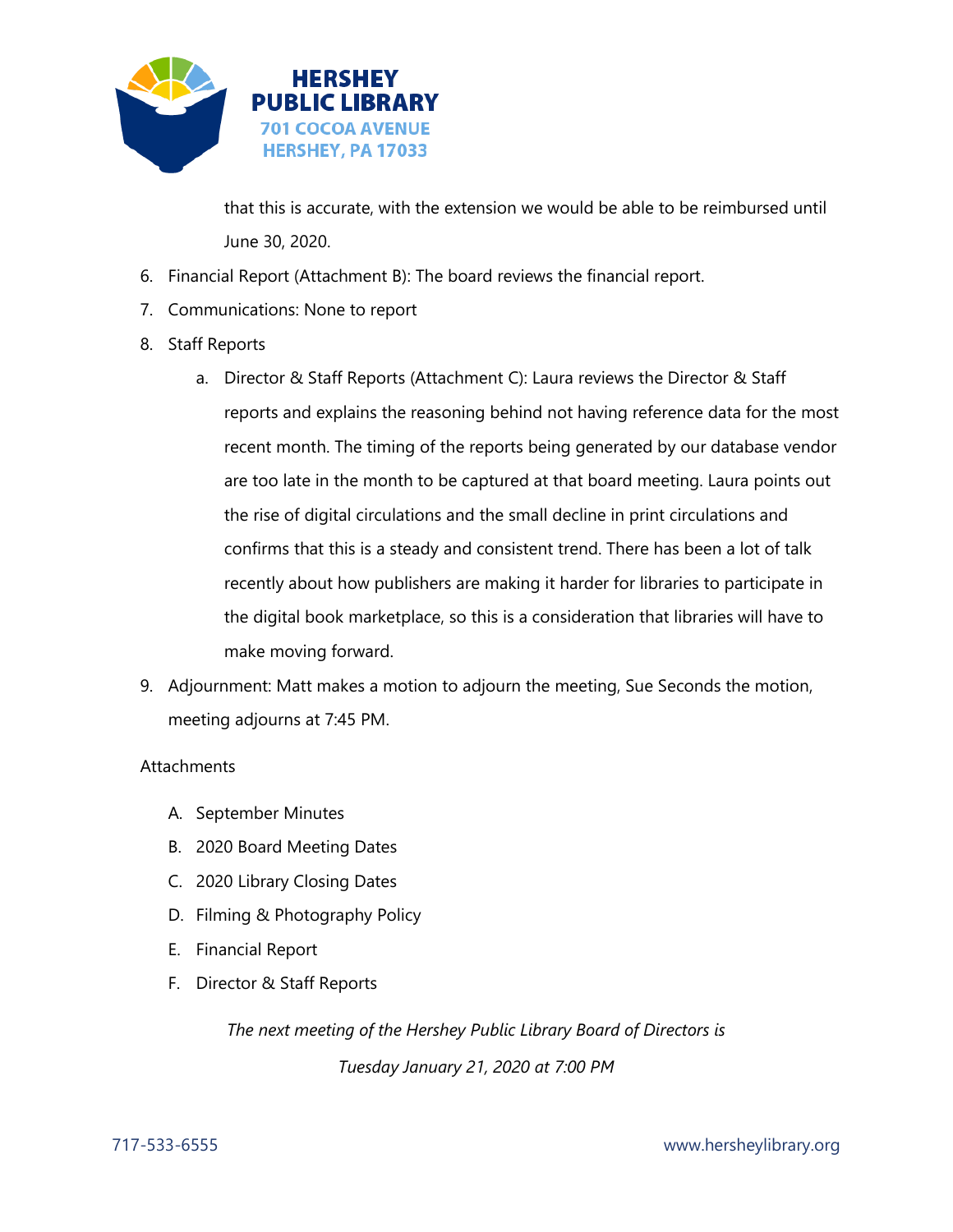that this is accurate, with the extension we would be able to be reimbursed until June 30, 2020.

6. Financial Report (Attachment B): The board reviews the financial report.
7. Communications: None to report
8. Staff Reports
   a. Director & Staff Reports (Attachment C): Laura reviews the Director & Staff reports and explains the reasoning behind not having reference data for the most recent month. The timing of the reports being generated by our database vendor are too late in the month to be captured at that board meeting. Laura points out the rise of digital circulations and the small decline in print circulations and confirms that this is a steady and consistent trend. There has been a lot of talk recently about how publishers are making it harder for libraries to participate in the digital book marketplace, so this is a consideration that libraries will have to make moving forward.
9. Adjournment: Matt makes a motion to adjourn the meeting, Sue Seconds the motion, meeting adjourns at 7:45 PM.

Attachments

A. September Minutes
B. 2020 Board Meeting Dates
C. 2020 Library Closing Dates
D. Filming & Photography Policy
E. Financial Report
F. Director & Staff Reports

*The next meeting of the Hershey Public Library Board of Directors is*

*Tuesday January 21, 2020 at 7:00 PM*